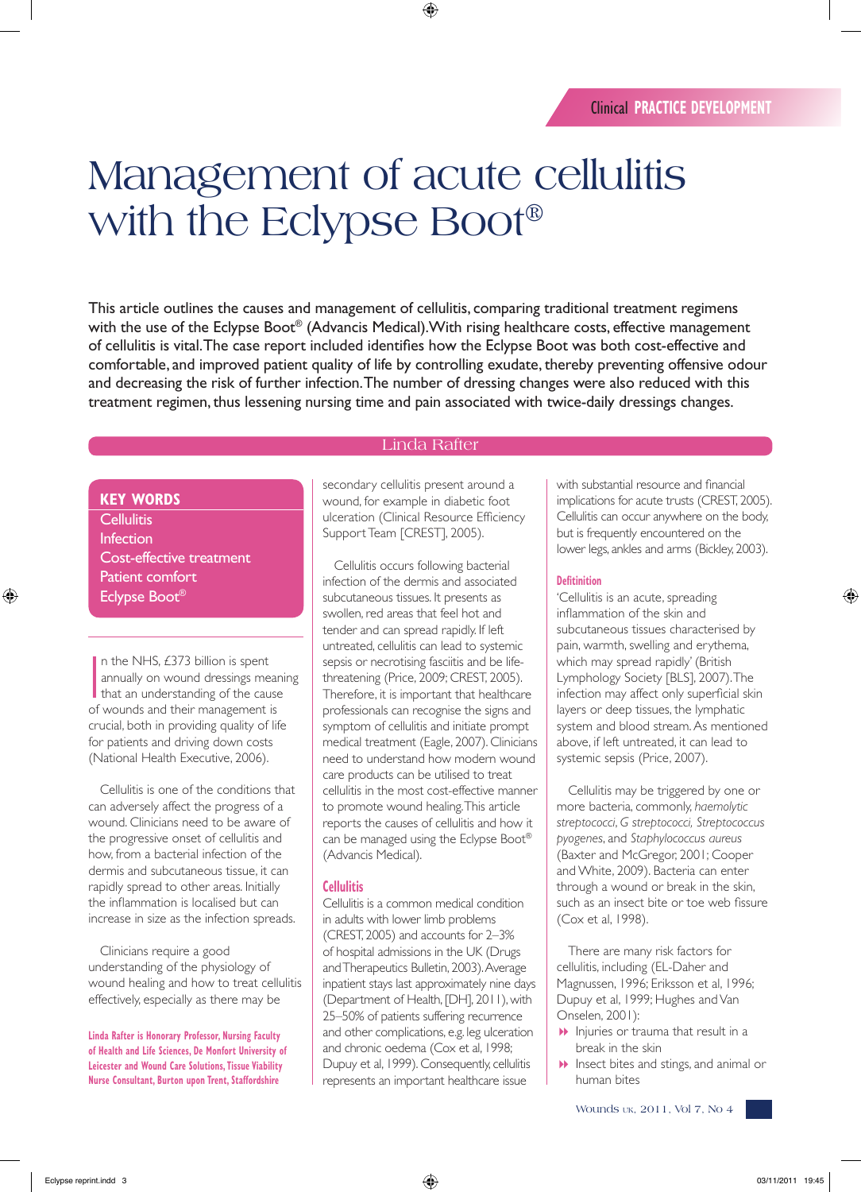Clinical PRACTICE DEVELOPMENT

# Management of acute cellulitis with the Eclypse Boot®

This article outlines the causes and management of cellulitis, comparing traditional treatment regimens with the use of the Eclypse Boot® (Advancis Medical). With rising healthcare costs, effective management of cellulitis is vital. The case report included identifies how the Eclypse Boot was both cost-effective and comfortable, and improved patient quality of life by controlling exudate, thereby preventing offensive odour and decreasing the risk of further infection. The number of dressing changes were also reduced with this treatment regimen, thus lessening nursing time and pain associated with twice-daily dressings changes.

Linda Rafter

**KEY WORDS**

Cellulitis
Infection
Cost-effective treatment
Patient comfort
Eclypse Boot®

In the NHS, £373 billion is spent annually on wound dressings meaning that an understanding of the cause of wounds and their management is crucial, both in providing quality of life for patients and driving down costs (National Health Executive, 2006).

Cellulitis is one of the conditions that can adversely affect the progress of a wound. Clinicians need to be aware of the progressive onset of cellulitis and how, from a bacterial infection of the dermis and subcutaneous tissue, it can rapidly spread to other areas. Initially the inflammation is localised but can increase in size as the infection spreads.

Clinicians require a good understanding of the physiology of wound healing and how to treat cellulitis effectively, especially as there may be secondary cellulitis present around a wound, for example in diabetic foot ulceration (Clinical Resource Efficiency Support Team [CREST], 2005).

Cellulitis occurs following bacterial infection of the dermis and associated subcutaneous tissues. It presents as swollen, red areas that feel hot and tender and can spread rapidly. If left untreated, cellulitis can lead to systemic sepsis or necrotising fasciitis and be life-threatening (Price, 2009; CREST, 2005). Therefore, it is important that healthcare professionals can recognise the signs and symptom of cellulitis and initiate prompt medical treatment (Eagle, 2007). Clinicians need to understand how modern wound care products can be utilised to treat cellulitis in the most cost-effective manner to promote wound healing. This article reports the causes of cellulitis and how it can be managed using the Eclypse Boot® (Advancis Medical).

## Cellulitis

Cellulitis is a common medical condition in adults with lower limb problems (CREST, 2005) and accounts for 2–3% of hospital admissions in the UK (Drugs and Therapeutics Bulletin, 2003). Average inpatient stays last approximately nine days (Department of Health, [DH], 2011), with 25–50% of patients suffering recurrence and other complications, e.g. leg ulceration and chronic oedema (Cox et al, 1998; Dupuy et al, 1999). Consequently, cellulitis represents an important healthcare issue with substantial resource and financial implications for acute trusts (CREST, 2005). Cellulitis can occur anywhere on the body, but is frequently encountered on the lower legs, ankles and arms (Bickley, 2003).

### Defitinition

'Cellulitis is an acute, spreading inflammation of the skin and subcutaneous tissues characterised by pain, warmth, swelling and erythema, which may spread rapidly' (British Lymphology Society [BLS], 2007). The infection may affect only superficial skin layers or deep tissues, the lymphatic system and blood stream. As mentioned above, if left untreated, it can lead to systemic sepsis (Price, 2007).

Cellulitis may be triggered by one or more bacteria, commonly, *haemolytic streptococci*, *G streptococci*, *Streptococcus pyogenes*, and *Staphylococcus aureus* (Baxter and McGregor, 2001; Cooper and White, 2009). Bacteria can enter through a wound or break in the skin, such as an insect bite or toe web fissure (Cox et al, 1998).

There are many risk factors for cellulitis, including (EL-Daher and Magnussen, 1996; Eriksson et al, 1996; Dupuy et al, 1999; Hughes and Van Onselen, 2001):

- Injuries or trauma that result in a break in the skin
- Insect bites and stings, and animal or human bites

Linda Rafter is Honorary Professor, Nursing Faculty of Health and Life Sciences, De Montfort University of Leicester and Wound Care Solutions, Tissue Viability Nurse Consultant, Burton upon Trent, Staffordshire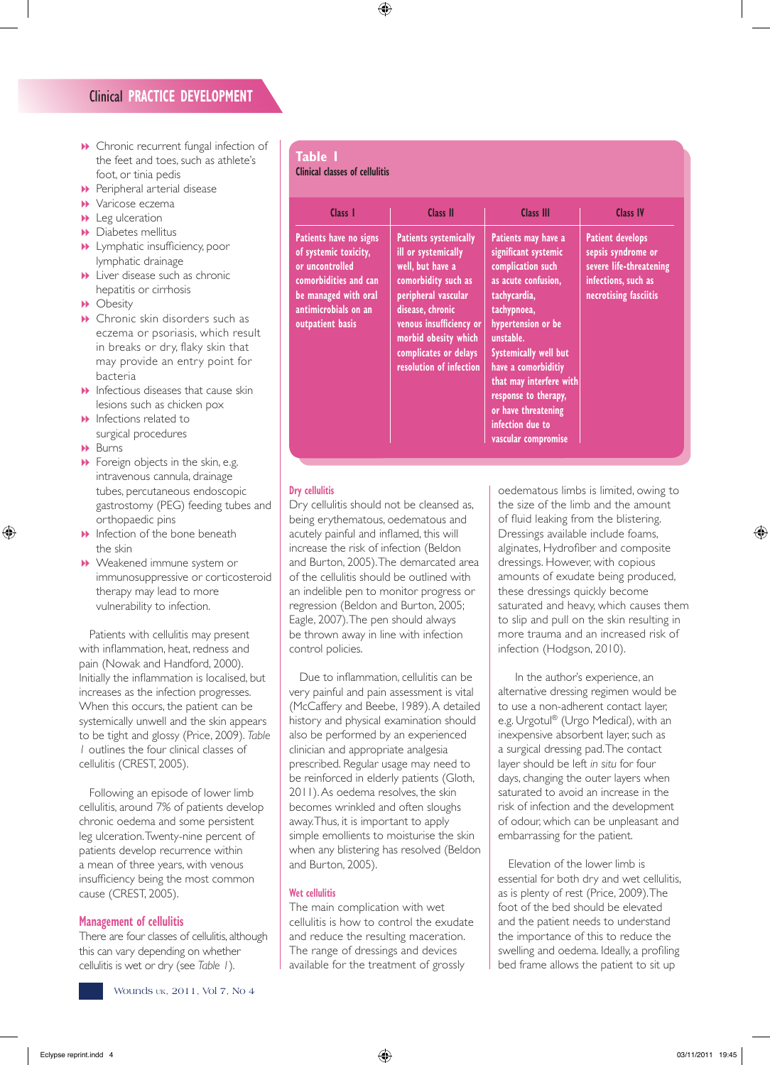- Chronic recurrent fungal infection of the feet and toes, such as athlete's foot, or tinia pedis
- Peripheral arterial disease
- Varicose eczema
- Leg ulceration
- Diabetes mellitus
- Lymphatic insufficiency, poor lymphatic drainage
- Liver disease such as chronic hepatitis or cirrhosis
- Obesity
- Chronic skin disorders such as eczema or psoriasis, which result in breaks or dry, flaky skin that may provide an entry point for bacteria
- Infectious diseases that cause skin lesions such as chicken pox
- Infections related to surgical procedures
- Burns
- Foreign objects in the skin, e.g. intravenous cannula, drainage tubes, percutaneous endoscopic gastrostomy (PEG) feeding tubes and orthopaedic pins
- Infection of the bone beneath the skin
- Weakened immune system or immunosuppressive or corticosteroid therapy may lead to more vulnerability to infection.

Patients with cellulitis may present with inflammation, heat, redness and pain (Nowak and Handford, 2000). Initially the inflammation is localised, but increases as the infection progresses. When this occurs, the patient can be systemically unwell and the skin appears to be tight and glossy (Price, 2009). *Table 1* outlines the four clinical classes of cellulitis (CREST, 2005).

Following an episode of lower limb cellulitis, around 7% of patients develop chronic oedema and some persistent leg ulceration. Twenty-nine percent of patients develop recurrence within a mean of three years, with venous insufficiency being the most common cause (CREST, 2005).

## Management of cellulitis

There are four classes of cellulitis, although this can vary depending on whether cellulitis is wet or dry (see *Table 1*).

**Table 1**
**Clinical classes of cellulitis**

| Class I | Class II | Class III | Class IV |
|---|---|---|---|
| Patients have no signs of systemic toxicity, or uncontrolled comorbidities and can be managed with oral antimicrobials on an outpatient basis | Patients systemically ill or systemically well, but have a comorbidity such as peripheral vascular disease, chronic venous insufficiency or morbid obesity which complicates or delays resolution of infection | Patients may have a significant systemic complication such as acute confusion, tachycardia, tachypnoea, hypertension or be unstable. Systemically well but have a comorbiditiy that may interfere with response to therapy, or have threatening infection due to vascular compromise | Patient develops sepsis syndrome or severe life-threatening infections, such as necrotising fasciitis |

### Dry cellulitis

Dry cellulitis should not be cleansed as, being erythematous, oedematous and acutely painful and inflamed, this will increase the risk of infection (Beldon and Burton, 2005). The demarcated area of the cellulitis should be outlined with an indelible pen to monitor progress or regression (Beldon and Burton, 2005; Eagle, 2007). The pen should always be thrown away in line with infection control policies.

Due to inflammation, cellulitis can be very painful and pain assessment is vital (McCaffery and Beebe, 1989). A detailed history and physical examination should also be performed by an experienced clinician and appropriate analgesia prescribed. Regular usage may need to be reinforced in elderly patients (Gloth, 2011). As oedema resolves, the skin becomes wrinkled and often sloughs away. Thus, it is important to apply simple emollients to moisturise the skin when any blistering has resolved (Beldon and Burton, 2005).

### Wet cellulitis

The main complication with wet cellulitis is how to control the exudate and reduce the resulting maceration. The range of dressings and devices available for the treatment of grossly oedematous limbs is limited, owing to the size of the limb and the amount of fluid leaking from the blistering. Dressings available include foams, alginates, Hydrofiber and composite dressings. However, with copious amounts of exudate being produced, these dressings quickly become saturated and heavy, which causes them to slip and pull on the skin resulting in more trauma and an increased risk of infection (Hodgson, 2010).

In the author's experience, an alternative dressing regimen would be to use a non-adherent contact layer, e.g. Urgotul® (Urgo Medical), with an inexpensive absorbent layer, such as a surgical dressing pad. The contact layer should be left *in situ* for four days, changing the outer layers when saturated to avoid an increase in the risk of infection and the development of odour, which can be unpleasant and embarrassing for the patient.

Elevation of the lower limb is essential for both dry and wet cellulitis, as is plenty of rest (Price, 2009). The foot of the bed should be elevated and the patient needs to understand the importance of this to reduce the swelling and oedema. Ideally, a profiling bed frame allows the patient to sit up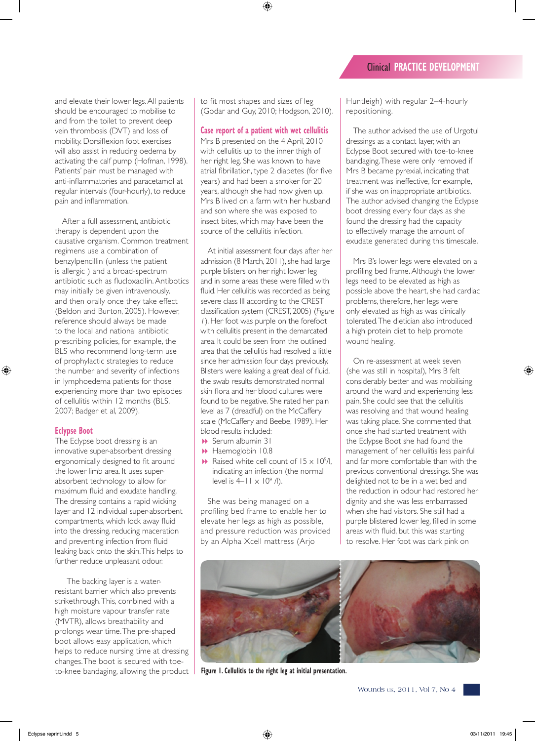and elevate their lower legs. All patients should be encouraged to mobilise to and from the toilet to prevent deep vein thrombosis (DVT) and loss of mobility. Dorsiflexion foot exercises will also assist in reducing oedema by activating the calf pump (Hofman, 1998). Patients' pain must be managed with anti-inflammatories and paracetamol at regular intervals (four-hourly), to reduce pain and inflammation.

After a full assessment, antibiotic therapy is dependent upon the causative organism. Common treatment regimens use a combination of benzylpencillin (unless the patient is allergic ) and a broad-spectrum antibiotic such as flucloxacilin. Antibiotics may initially be given intravenously, and then orally once they take effect (Beldon and Burton, 2005). However, reference should always be made to the local and national antibiotic prescribing policies, for example, the BLS who recommend long-term use of prophylactic strategies to reduce the number and severity of infections in lymphoedema patients for those experiencing more than two episodes of cellulitis within 12 months (BLS, 2007; Badger et al, 2009).

## Eclypse Boot

The Eclypse boot dressing is an innovative super-absorbent dressing ergonomically designed to fit around the lower limb area. It uses super-absorbent technology to allow for maximum fluid and exudate handling. The dressing contains a rapid wicking layer and 12 individual super-absorbent compartments, which lock away fluid into the dressing, reducing maceration and preventing infection from fluid leaking back onto the skin. This helps to further reduce unpleasant odour.

The backing layer is a water-resistant barrier which also prevents strikethrough. This, combined with a high moisture vapour transfer rate (MVTR), allows breathability and prolongs wear time. The pre-shaped boot allows easy application, which helps to reduce nursing time at dressing changes. The boot is secured with toe-to-knee bandaging, allowing the product to fit most shapes and sizes of leg (Godar and Guy, 2010; Hodgson, 2010).

## Case report of a patient with wet cellulitis

Mrs B presented on the 4 April, 2010 with cellulitis up to the inner thigh of her right leg. She was known to have atrial fibrillation, type 2 diabetes (for five years) and had been a smoker for 20 years, although she had now given up. Mrs B lived on a farm with her husband and son where she was exposed to insect bites, which may have been the source of the cellulitis infection.

At initial assessment four days after her admission (8 March, 2011), she had large purple blisters on her right lower leg and in some areas these were filled with fluid. Her cellulitis was recorded as being severe class III according to the CREST classification system (CREST, 2005) (*Figure 1*). Her foot was purple on the forefoot with cellulitis present in the demarcated area. It could be seen from the outlined area that the cellulitis had resolved a little since her admission four days previously. Blisters were leaking a great deal of fluid, the swab results demonstrated normal skin flora and her blood cultures were found to be negative. She rated her pain level as 7 (dreadful) on the McCaffery scale (McCaffery and Beebe, 1989). Her blood results included:

- Serum albumin 31
- Haemoglobin 10.8
- Raised white cell count of $15 \times 10^9$/l, indicating an infection (the normal level is $4–11 \times 10^9$ /l).

She was being managed on a profiling bed frame to enable her to elevate her legs as high as possible, and pressure reduction was provided by an Alpha Xcell mattress (Arjo Huntleigh) with regular 2–4-hourly repositioning.

The author advised the use of Urgotul dressings as a contact layer, with an Eclypse Boot secured with toe-to-knee bandaging. These were only removed if Mrs B became pyrexial, indicating that treatment was ineffective, for example, if she was on inappropriate antibiotics. The author advised changing the Eclypse boot dressing every four days as she found the dressing had the capacity to effectively manage the amount of exudate generated during this timescale.

Mrs B's lower legs were elevated on a profiling bed frame. Although the lower legs need to be elevated as high as possible above the heart, she had cardiac problems, therefore, her legs were only elevated as high as was clinically tolerated. The dietician also introduced a high protein diet to help promote wound healing.

On re-assessment at week seven (she was still in hospital), Mrs B felt considerably better and was mobilising around the ward and experiencing less pain. She could see that the cellulitis was resolving and that wound healing was taking place. She commented that once she had started treatment with the Eclypse Boot she had found the management of her cellulitis less painful and far more comfortable than with the previous conventional dressings. She was delighted not to be in a wet bed and the reduction in odour had restored her dignity and she was less embarrassed when she had visitors. She still had a purple blistered lower leg, filled in some areas with fluid, but this was starting to resolve. Her foot was dark pink on

**Figure 1. Cellulitis to the right leg at initial presentation.**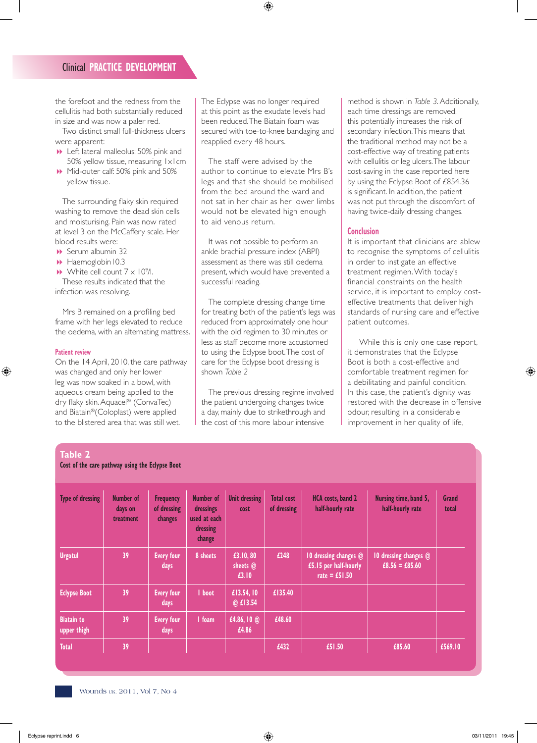the forefoot and the redness from the cellulitis had both substantially reduced in size and was now a paler red.

Two distinct small full-thickness ulcers were apparent:

- Left lateral malleolus: 50% pink and 50% yellow tissue, measuring 1x1cm
- Mid-outer calf: 50% pink and 50% yellow tissue.

The surrounding flaky skin required washing to remove the dead skin cells and moisturising. Pain was now rated at level 3 on the McCaffery scale. Her blood results were:

- Serum albumin 32
- Haemoglobin10.3
- White cell count 7 × $10^9$/l.

These results indicated that the infection was resolving.

Mrs B remained on a profiling bed frame with her legs elevated to reduce the oedema, with an alternating mattress.

### Patient review

On the 14 April, 2010, the care pathway was changed and only her lower leg was now soaked in a bowl, with aqueous cream being applied to the dry flaky skin. Aquacel® (ConvaTec) and Biatain®(Coloplast) were applied to the blistered area that was still wet.

The Eclypse was no longer required at this point as the exudate levels had been reduced. The Biatain foam was secured with toe-to-knee bandaging and reapplied every 48 hours.

The staff were advised by the author to continue to elevate Mrs B's legs and that she should be mobilised from the bed around the ward and not sat in her chair as her lower limbs would not be elevated high enough to aid venous return.

It was not possible to perform an ankle brachial pressure index (ABPI) assessment as there was still oedema present, which would have prevented a successful reading.

The complete dressing change time for treating both of the patient's legs was reduced from approximately one hour with the old regimen to 30 minutes or less as staff become more accustomed to using the Eclypse boot. The cost of care for the Eclypse boot dressing is shown *Table 2*

The previous dressing regime involved the patient undergoing changes twice a day, mainly due to strikethrough and the cost of this more labour intensive method is shown in *Table 3*. Additionally, each time dressings are removed, this potentially increases the risk of secondary infection. This means that the traditional method may not be a cost-effective way of treating patients with cellulitis or leg ulcers. The labour cost-saving in the case reported here by using the Eclypse Boot of £854.36 is significant. In addition, the patient was not put through the discomfort of having twice-daily dressing changes.

### Conclusion

It is important that clinicians are ablew to recognise the symptoms of cellulitis in order to instigate an effective treatment regimen. With today's financial constraints on the health service, it is important to employ cost-effective treatments that deliver high standards of nursing care and effective patient outcomes.

While this is only one case report, it demonstrates that the Eclypse Boot is both a cost-effective and comfortable treatment regimen for a debilitating and painful condition. In this case, the patient's dignity was restored with the decrease in offensive odour, resulting in a considerable improvement in her quality of life,

**Table 2**
**Cost of the care pathway using the Eclypse Boot**

| Type of dressing | Number of days on treatment | Frequency of dressing changes | Number of dressings used at each dressing change | Unit dressing cost | Total cost of dressing | HCA costs, band 2 half-hourly rate | Nursing time, band 5, half-hourly rate | Grand total |
|---|---|---|---|---|---|---|---|---|
| Urgotul | 39 | Every four days | 8 sheets | £3.10, 80 sheets @ £3.10 | £248 | 10 dressing changes @ £5.15 per half-hourly rate = £51.50 | 10 dressing changes @ £8.56 = £85.60 | |
| Eclypse Boot | 39 | Every four days | 1 boot | £13.54, 10 @ £13.54 | £135.40 | | | |
| Biatain to upper thigh | 39 | Every four days | 1 foam | £4.86, 10 @ £4.86 | £48.60 | | | |
| Total | 39 | | | | £432 | £51.50 | £85.60 | £569.10 |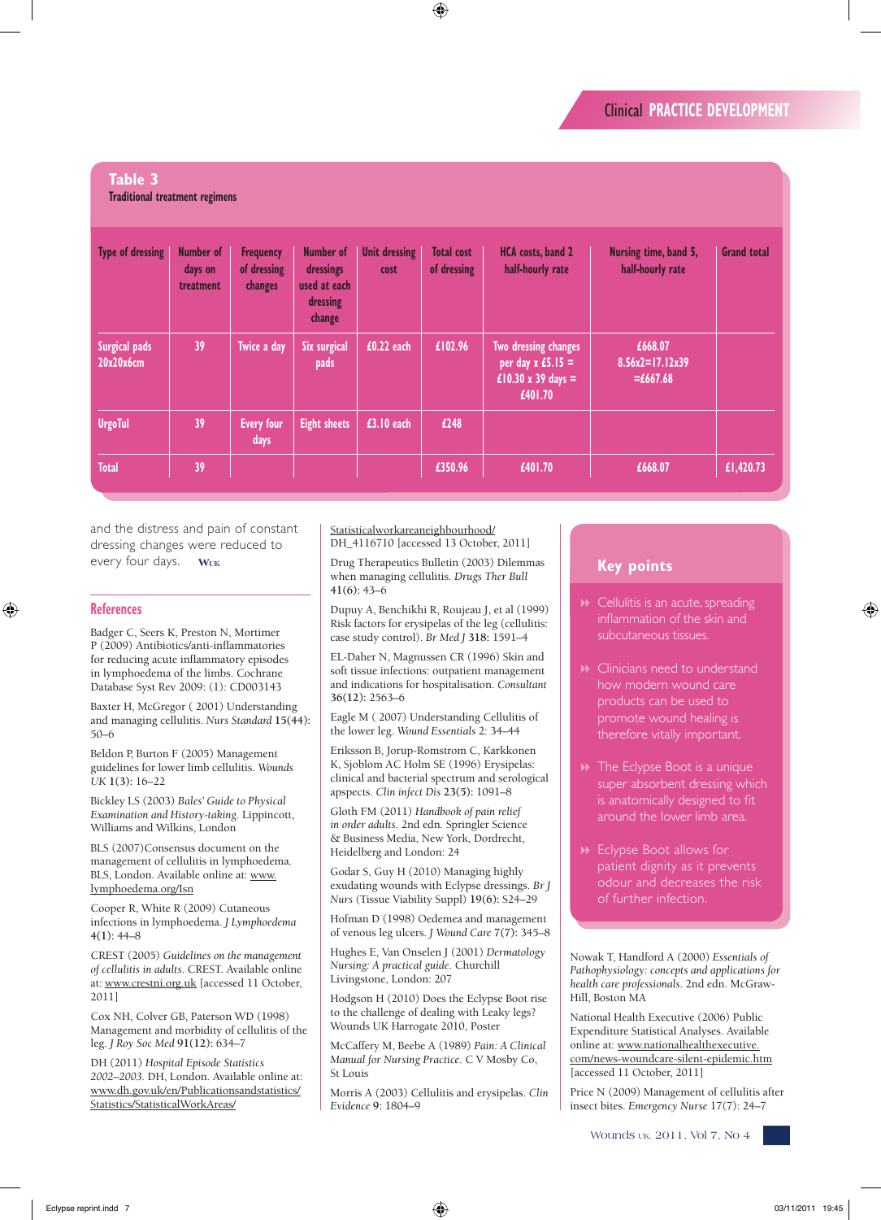**Table 3**
Traditional treatment regimens

| Type of dressing | Number of days on treatment | Frequency of dressing changes | Number of dressings used at each dressing change | Unit dressing cost | Total cost of dressing | HCA costs, band 2 half-hourly rate | Nursing time, band 5, half-hourly rate | Grand total |
|---|---|---|---|---|---|---|---|---|
| Surgical pads 20x20x6cm | 39 | Twice a day | Six surgical pads | £0.22 each | £102.96 | Two dressing changes per day x £5.15 = £10.30 x 39 days = £401.70 | £668.07 8.56x2=17.12x39 =£667.68 | |
| UrgoTul | 39 | Every four days | Eight sheets | £3.10 each | £248 | | | |
| Total | 39 | | | | £350.96 | £401.70 | £668.07 | £1,420.73 |

and the distress and pain of constant dressing changes were reduced to every four days. Wuk

## References

Badger C, Seers K, Preston N, Mortimer P (2009) Antibiotics/anti-inflammatories for reducing acute inflammatory episodes in lymphoedema of the limbs. Cochrane Database Syst Rev 2009: (1): CD003143

Baxter H, McGregor ( 2001) Understanding and managing cellulitis. *Nurs Standard* 15(44): 50–6

Beldon P, Burton F (2005) Management guidelines for lower limb cellulitis. *Wounds UK* 1(3): 16–22

Bickley LS (2003) *Bales' Guide to Physical Examination and History-taking*. Lippincott, Williams and Wilkins, London

BLS (2007)Consensus document on the management of cellulitis in lymphoedema. BLS, London. Available online at: www.lymphoedema.org/lsn

Cooper R, White R (2009) Cutaneous infections in lymphoedema. *J Lymphoedema* 4(1): 44–8

CREST (2005) *Guidelines on the management of cellulitis in adults*. CREST. Available online at: www.crestni.org.uk [accessed 11 October, 2011]

Cox NH, Colver GB, Paterson WD (1998) Management and morbidity of cellulitis of the leg. *J Roy Soc Med* 91(12): 634–7

DH (2011) *Hospital Episode Statistics 2002–2003*. DH, London. Available online at: www.dh.gov.uk/en/Publicationsandstatistics/Statistics/StatisticalWorkAreas/Statisticalworkareaneighbourhood/DH_4116710 [accessed 13 October, 2011]

Drug Therapeutics Bulletin (2003) Dilemmas when managing cellulitis. *Drugs Ther Bull* 41(6): 43–6

Dupuy A, Benchikhi N, Roujeau J, et al (1999) Risk factors for erysipelas of the leg (cellulitis: case study control). *Br Med J* 318: 1591–4

EL-Daher N, Magnussen CR (1996) Skin and soft tissue infections: outpatient management and indications for hospitalisation. *Consultant* 36(12): 2563–6

Eagle M ( 2007) Understanding Cellulitis of the lower leg. *Wound Essentials* 2: 34–44

Eriksson B, Jorup-Romstrom C, Karkkonen K, Sjoblom AC Holm SE (1996) Erysipelas: clinical and bacterial spectrum and serological aspects. *Clin infect Dis* 23(5): 1091–8

Gloth FM (2011) *Handbook of pain relief in order adults*. 2nd edn. Springler Science & Business Media, New York, Dordrecht, Heidelberg and London: 24

Godar S, Guy H (2010) Managing highly exudating wounds with Eclypse dressings. *Br J Nurs* (Tissue Viability Suppl) 19(6): S24–29

Hofman D (1998) Oedemea and management of venous leg ulcers. *J Wound Care* 7(7): 345–8

Hughes E, Van Onselen J (2001) *Dermatology Nursing: A practical guide*. Churchill Livingstone, London: 207

Hodgson H (2010) Does the Eclypse Boot rise to the challenge of dealing with Leaky legs? Wounds UK Harrogate 2010, Poster

McCaffery M, Beebe A (1989) *Pain: A Clinical Manual for Nursing Practice*. C V Mosby Co, St Louis

Morris A (2003) Cellulitis and erysipelas. *Clin Evidence* 9: 1804–9

Nowak T, Handford A (2000) *Essentials of Pathophysiology: concepts and applications for health care professionals*. 2nd edn. McGraw-Hill, Boston MA

National Health Executive (2006) Public Expenditure Statistical Analyses. Available online at: www.nationalhealthexecutive.com/news-woundcare-silent-epidemic.htm [accessed 11 October, 2011]

Price N (2009) Management of cellulitis after insect bites. *Emergency Nurse* 17(7): 24–7

## Key points

- Cellulitis is an acute, spreading inflammation of the skin and subcutaneous tissues.
- Clinicians need to understand how modern wound care products can be used to promote wound healing is therefore vitally important.
- The Eclypse Boot is a unique super absorbent dressing which is anatomically designed to fit around the lower limb area.
- Eclypse Boot allows for patient dignity as it prevents odour and decreases the risk of further infection.